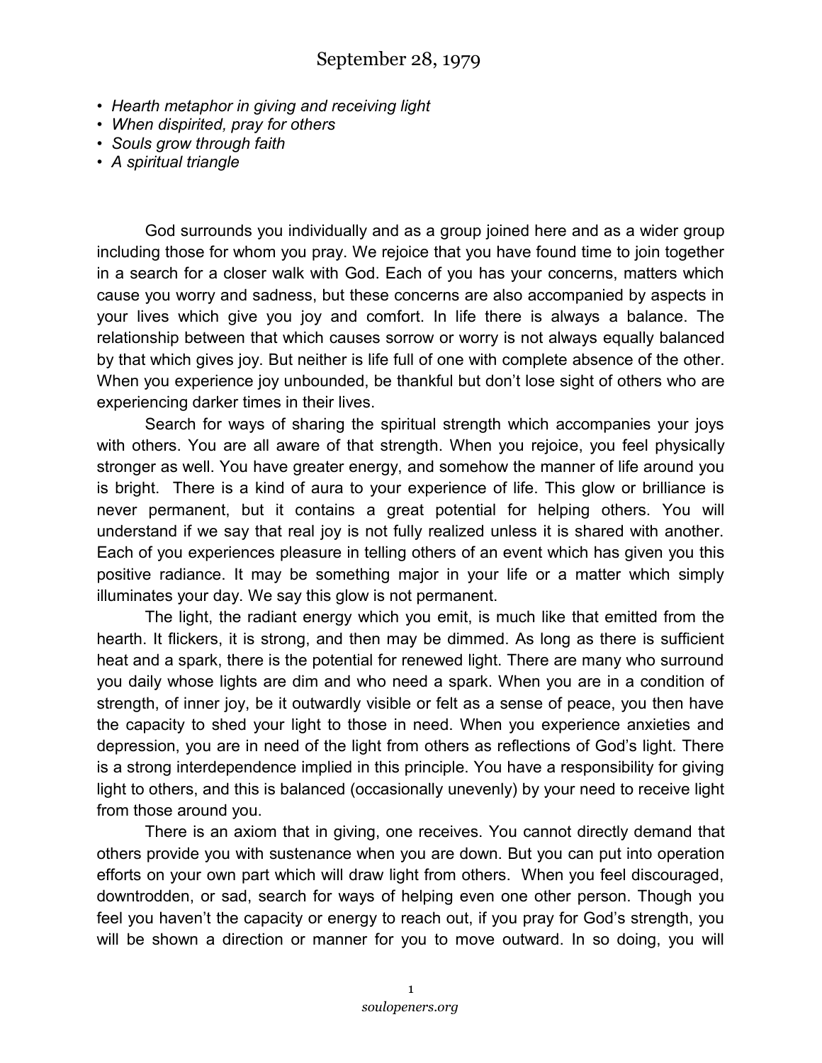# September 28, 1979

- *Hearth metaphor in giving and receiving light*
- *When dispirited, pray for others*
- *Souls grow through faith*
- *A spiritual triangle*

God surrounds you individually and as a group joined here and as a wider group including those for whom you pray. We rejoice that you have found time to join together in a search for a closer walk with God. Each of you has your concerns, matters which cause you worry and sadness, but these concerns are also accompanied by aspects in your lives which give you joy and comfort. In life there is always a balance. The relationship between that which causes sorrow or worry is not always equally balanced by that which gives joy. But neither is life full of one with complete absence of the other. When you experience joy unbounded, be thankful but don't lose sight of others who are experiencing darker times in their lives.

Search for ways of sharing the spiritual strength which accompanies your joys with others. You are all aware of that strength. When you rejoice, you feel physically stronger as well. You have greater energy, and somehow the manner of life around you is bright. There is a kind of aura to your experience of life. This glow or brilliance is never permanent, but it contains a great potential for helping others. You will understand if we say that real joy is not fully realized unless it is shared with another. Each of you experiences pleasure in telling others of an event which has given you this positive radiance. It may be something major in your life or a matter which simply illuminates your day. We say this glow is not permanent.

The light, the radiant energy which you emit, is much like that emitted from the hearth. It flickers, it is strong, and then may be dimmed. As long as there is sufficient heat and a spark, there is the potential for renewed light. There are many who surround you daily whose lights are dim and who need a spark. When you are in a condition of strength, of inner joy, be it outwardly visible or felt as a sense of peace, you then have the capacity to shed your light to those in need. When you experience anxieties and depression, you are in need of the light from others as reflections of God's light. There is a strong interdependence implied in this principle. You have a responsibility for giving light to others, and this is balanced (occasionally unevenly) by your need to receive light from those around you.

There is an axiom that in giving, one receives. You cannot directly demand that others provide you with sustenance when you are down. But you can put into operation efforts on your own part which will draw light from others. When you feel discouraged, downtrodden, or sad, search for ways of helping even one other person. Though you feel you haven't the capacity or energy to reach out, if you pray for God's strength, you will be shown a direction or manner for you to move outward. In so doing, you will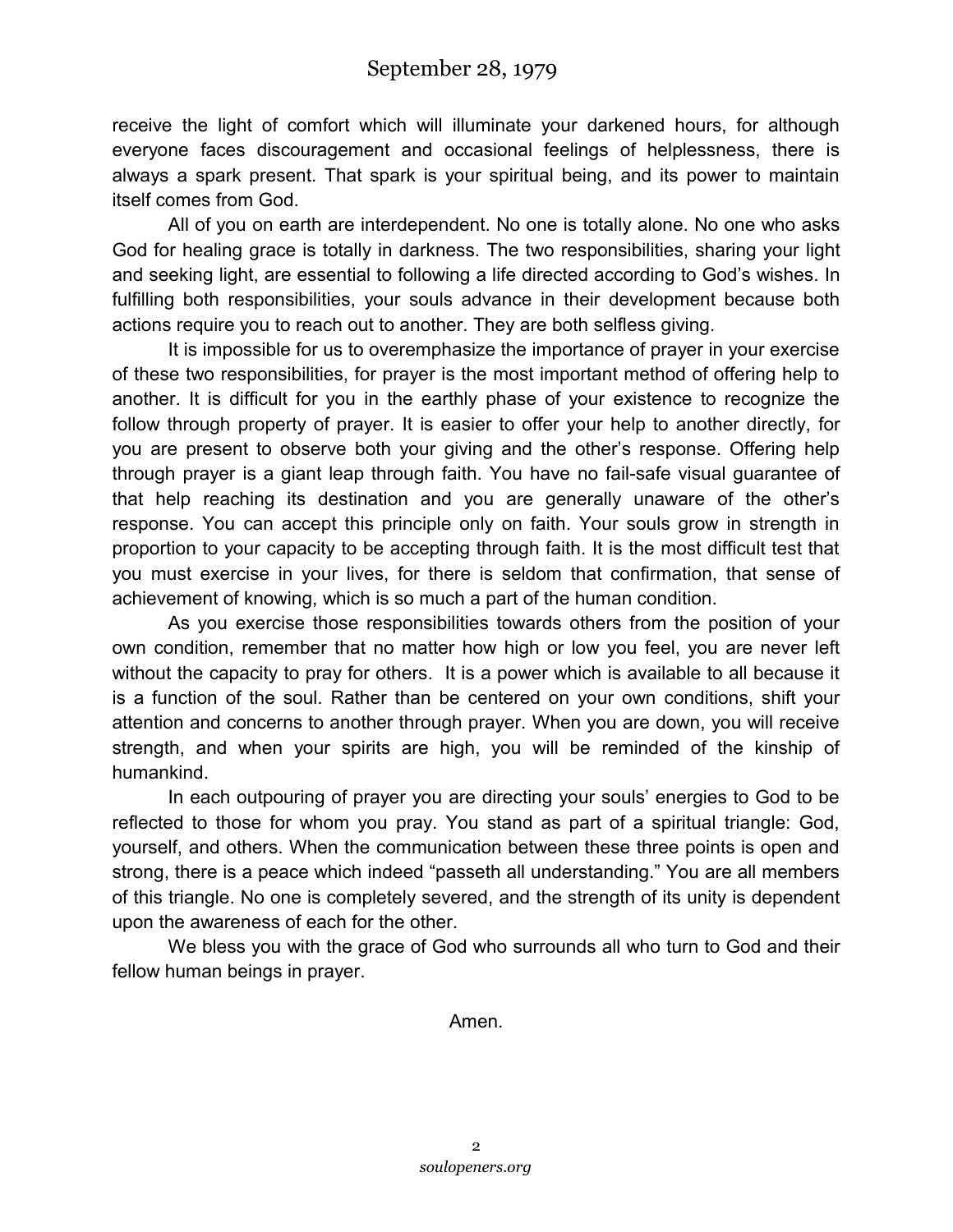receive the light of comfort which will illuminate your darkened hours, for although everyone faces discouragement and occasional feelings of helplessness, there is always a spark present. That spark is your spiritual being, and its power to maintain itself comes from God.

All of you on earth are interdependent. No one is totally alone. No one who asks God for healing grace is totally in darkness. The two responsibilities, sharing your light and seeking light, are essential to following a life directed according to God's wishes. In fulfilling both responsibilities, your souls advance in their development because both actions require you to reach out to another. They are both selfless giving.

It is impossible for us to overemphasize the importance of prayer in your exercise of these two responsibilities, for prayer is the most important method of offering help to another. It is difficult for you in the earthly phase of your existence to recognize the follow through property of prayer. It is easier to offer your help to another directly, for you are present to observe both your giving and the other's response. Offering help through prayer is a giant leap through faith. You have no fail-safe visual guarantee of that help reaching its destination and you are generally unaware of the other's response. You can accept this principle only on faith. Your souls grow in strength in proportion to your capacity to be accepting through faith. It is the most difficult test that you must exercise in your lives, for there is seldom that confirmation, that sense of achievement of knowing, which is so much a part of the human condition.

As you exercise those responsibilities towards others from the position of your own condition, remember that no matter how high or low you feel, you are never left without the capacity to pray for others. It is a power which is available to all because it is a function of the soul. Rather than be centered on your own conditions, shift your attention and concerns to another through prayer. When you are down, you will receive strength, and when your spirits are high, you will be reminded of the kinship of humankind.

In each outpouring of prayer you are directing your souls' energies to God to be reflected to those for whom you pray. You stand as part of a spiritual triangle: God, yourself, and others. When the communication between these three points is open and strong, there is a peace which indeed "passeth all understanding." You are all members of this triangle. No one is completely severed, and the strength of its unity is dependent upon the awareness of each for the other.

We bless you with the grace of God who surrounds all who turn to God and their fellow human beings in prayer.

Amen.